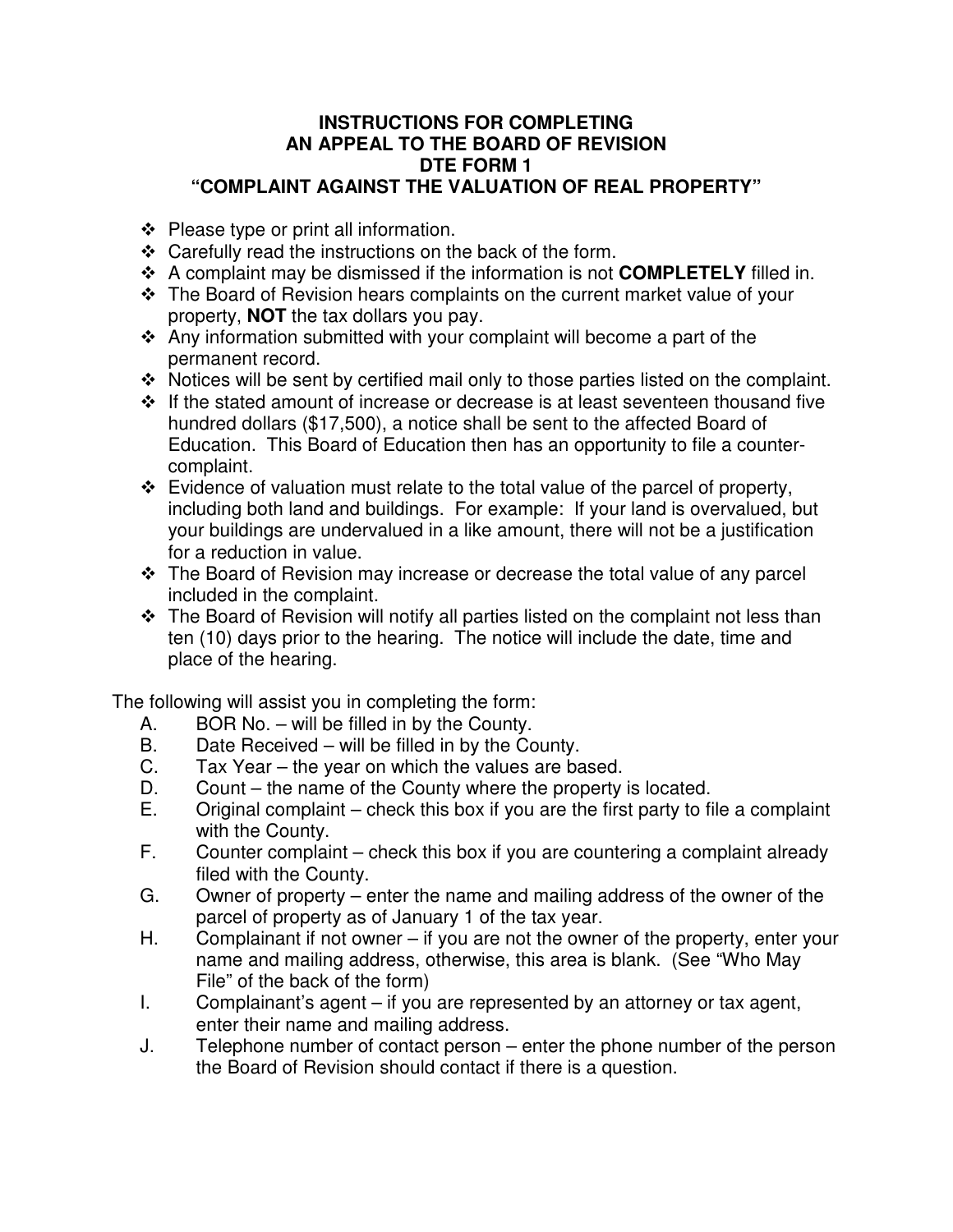# INSTRUCTIONS FOR COMPLETING AN APPEAL TO THE BOARD OF REVISION DTE FORM 1 "COMPLAINT AGAINST THE VALUATION OF REAL PROPERTY"

- Please type or print all information.
- Carefully read the instructions on the back of the form.
- A complaint may be dismissed if the information is not **COMPLETELY** filled in.
- The Board of Revision hears complaints on the current market value of your property, **NOT** the tax dollars you pay.
- Any information submitted with your complaint will become a part of the permanent record.
- Notices will be sent by certified mail only to those parties listed on the complaint.
- If the stated amount of increase or decrease is at least seventeen thousand five hundred dollars ($17,500), a notice shall be sent to the affected Board of Education. This Board of Education then has an opportunity to file a counter-complaint.
- Evidence of valuation must relate to the total value of the parcel of property, including both land and buildings. For example: If your land is overvalued, but your buildings are undervalued in a like amount, there will not be a justification for a reduction in value.
- The Board of Revision may increase or decrease the total value of any parcel included in the complaint.
- The Board of Revision will notify all parties listed on the complaint not less than ten (10) days prior to the hearing. The notice will include the date, time and place of the hearing.

The following will assist you in completing the form:

A. BOR No. – will be filled in by the County.
B. Date Received – will be filled in by the County.
C. Tax Year – the year on which the values are based.
D. Count – the name of the County where the property is located.
E. Original complaint – check this box if you are the first party to file a complaint with the County.
F. Counter complaint – check this box if you are countering a complaint already filed with the County.
G. Owner of property – enter the name and mailing address of the owner of the parcel of property as of January 1 of the tax year.
H. Complainant if not owner – if you are not the owner of the property, enter your name and mailing address, otherwise, this area is blank. (See "Who May File" of the back of the form)
I. Complainant's agent – if you are represented by an attorney or tax agent, enter their name and mailing address.
J. Telephone number of contact person – enter the phone number of the person the Board of Revision should contact if there is a question.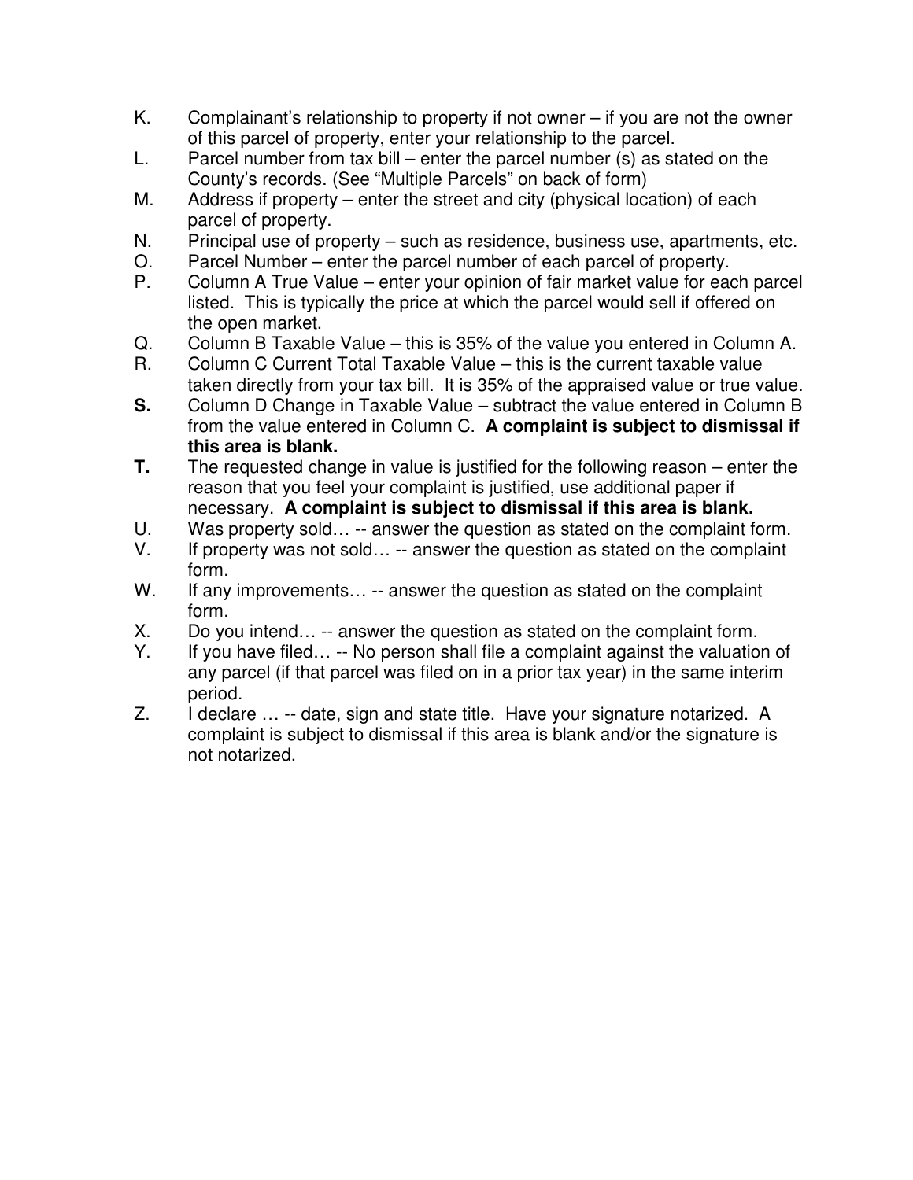K. Complainant’s relationship to property if not owner – if you are not the owner of this parcel of property, enter your relationship to the parcel.

L. Parcel number from tax bill – enter the parcel number (s) as stated on the County’s records. (See “Multiple Parcels” on back of form)

M. Address if property – enter the street and city (physical location) of each parcel of property.

N. Principal use of property – such as residence, business use, apartments, etc.

O. Parcel Number – enter the parcel number of each parcel of property.

P. Column A True Value – enter your opinion of fair market value for each parcel listed. This is typically the price at which the parcel would sell if offered on the open market.

Q. Column B Taxable Value – this is 35% of the value you entered in Column A.

R. Column C Current Total Taxable Value – this is the current taxable value taken directly from your tax bill. It is 35% of the appraised value or true value.

**S.** Column D Change in Taxable Value – subtract the value entered in Column B from the value entered in Column C. **A complaint is subject to dismissal if this area is blank.**

**T.** The requested change in value is justified for the following reason – enter the reason that you feel your complaint is justified, use additional paper if necessary. **A complaint is subject to dismissal if this area is blank.**

U. Was property sold… -- answer the question as stated on the complaint form.

V. If property was not sold… -- answer the question as stated on the complaint form.

W. If any improvements… -- answer the question as stated on the complaint form.

X. Do you intend… -- answer the question as stated on the complaint form.

Y. If you have filed… -- No person shall file a complaint against the valuation of any parcel (if that parcel was filed on in a prior tax year) in the same interim period.

Z. I declare … -- date, sign and state title. Have your signature notarized. A complaint is subject to dismissal if this area is blank and/or the signature is not notarized.